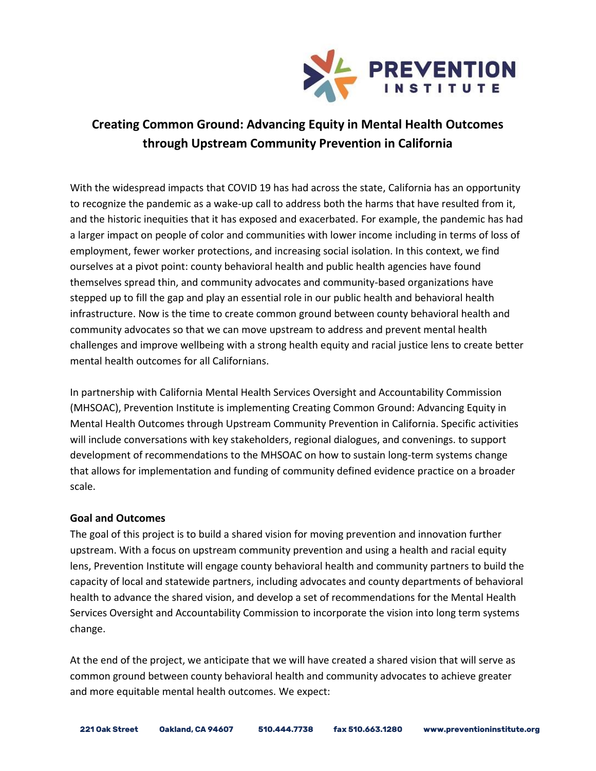# Creating Common Ground: Advancing Equity in Mental Health Outcomes through Upstream Community Prevention in California

With the widespread impacts that COVID 19 has had across the state, California has an opportunity to recognize the pandemic as a wake-up call to address both the harms that have resulted from it, and the historic inequities that it has exposed and exacerbated. For example, the pandemic has had a larger impact on people of color and communities with lower income including in terms of loss of employment, fewer worker protections, and increasing social isolation. In this context, we find ourselves at a pivot point: county behavioral health and public health agencies have found themselves spread thin, and community advocates and community-based organizations have stepped up to fill the gap and play an essential role in our public health and behavioral health infrastructure. Now is the time to create common ground between county behavioral health and community advocates so that we can move upstream to address and prevent mental health challenges and improve wellbeing with a strong health equity and racial justice lens to create better mental health outcomes for all Californians.

In partnership with California Mental Health Services Oversight and Accountability Commission (MHSOAC), Prevention Institute is implementing Creating Common Ground: Advancing Equity in Mental Health Outcomes through Upstream Community Prevention in California. Specific activities will include conversations with key stakeholders, regional dialogues, and convenings. to support development of recommendations to the MHSOAC on how to sustain long-term systems change that allows for implementation and funding of community defined evidence practice on a broader scale.

## Goal and Outcomes

The goal of this project is to build a shared vision for moving prevention and innovation further upstream. With a focus on upstream community prevention and using a health and racial equity lens, Prevention Institute will engage county behavioral health and community partners to build the capacity of local and statewide partners, including advocates and county departments of behavioral health to advance the shared vision, and develop a set of recommendations for the Mental Health Services Oversight and Accountability Commission to incorporate the vision into long term systems change.

At the end of the project, we anticipate that we will have created a shared vision that will serve as common ground between county behavioral health and community advocates to achieve greater and more equitable mental health outcomes. We expect: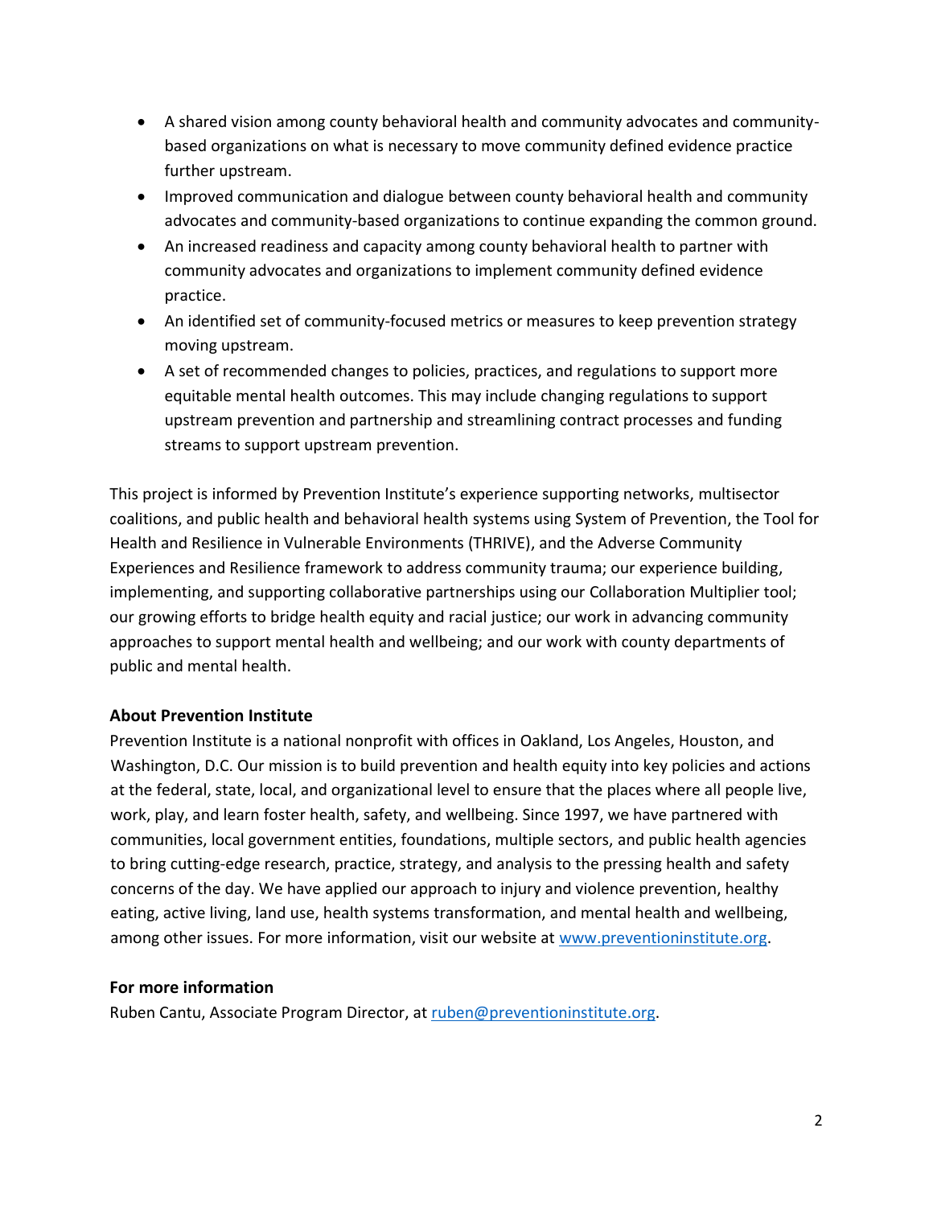- A shared vision among county behavioral health and community advocates and community-based organizations on what is necessary to move community defined evidence practice further upstream.
- Improved communication and dialogue between county behavioral health and community advocates and community-based organizations to continue expanding the common ground.
- An increased readiness and capacity among county behavioral health to partner with community advocates and organizations to implement community defined evidence practice.
- An identified set of community-focused metrics or measures to keep prevention strategy moving upstream.
- A set of recommended changes to policies, practices, and regulations to support more equitable mental health outcomes. This may include changing regulations to support upstream prevention and partnership and streamlining contract processes and funding streams to support upstream prevention.

This project is informed by Prevention Institute's experience supporting networks, multisector coalitions, and public health and behavioral health systems using System of Prevention, the Tool for Health and Resilience in Vulnerable Environments (THRIVE), and the Adverse Community Experiences and Resilience framework to address community trauma; our experience building, implementing, and supporting collaborative partnerships using our Collaboration Multiplier tool; our growing efforts to bridge health equity and racial justice; our work in advancing community approaches to support mental health and wellbeing; and our work with county departments of public and mental health.

**About Prevention Institute**

Prevention Institute is a national nonprofit with offices in Oakland, Los Angeles, Houston, and Washington, D.C. Our mission is to build prevention and health equity into key policies and actions at the federal, state, local, and organizational level to ensure that the places where all people live, work, play, and learn foster health, safety, and wellbeing. Since 1997, we have partnered with communities, local government entities, foundations, multiple sectors, and public health agencies to bring cutting-edge research, practice, strategy, and analysis to the pressing health and safety concerns of the day. We have applied our approach to injury and violence prevention, healthy eating, active living, land use, health systems transformation, and mental health and wellbeing, among other issues. For more information, visit our website at [www.preventioninstitute.org](http://www.preventioninstitute.org).

**For more information**

Ruben Cantu, Associate Program Director, at [ruben@preventioninstitute.org](mailto:ruben@preventioninstitute.org).